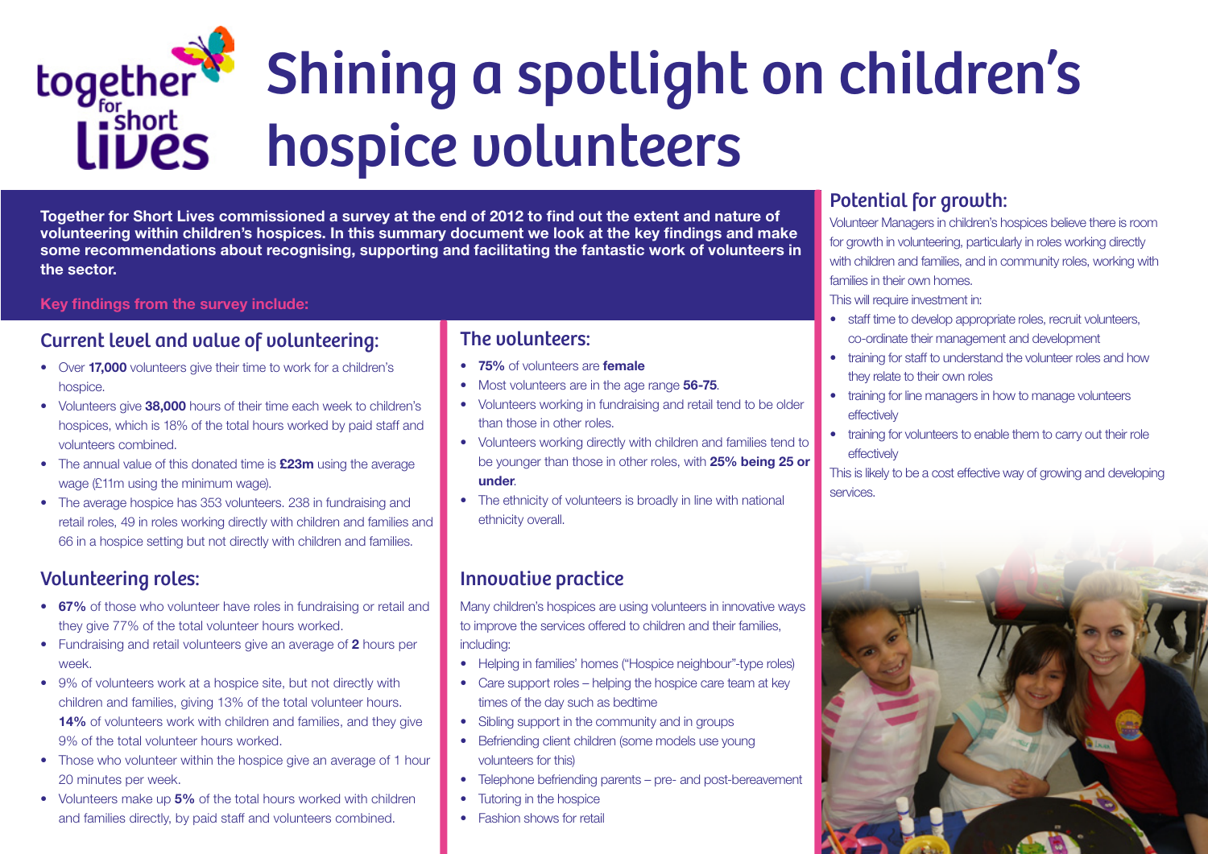# Shining a spotlight on children's hospice volunteers

**Together for Short Lives commissioned a survey at the end of 2012 to find out the extent and nature of volunteering within children's hospices. In this summary document we look at the key findings and make some recommendations about recognising, supporting and facilitating the fantastic work of volunteers in the sector.**

**Key findings from the survey include:**

## Current level and value of volunteering:

- Over **17,000** volunteers give their time to work for a children's hospice.
- Volunteers give **38,000** hours of their time each week to children's hospices, which is 18% of the total hours worked by paid staff and volunteers combined.
- The annual value of this donated time is **£23m** using the average wage (£11m using the minimum wage).
- The average hospice has 353 volunteers. 238 in fundraising and retail roles, 49 in roles working directly with children and families and 66 in a hospice setting but not directly with children and families.

## Volunteering roles:

- **67%** of those who volunteer have roles in fundraising or retail and they give 77% of the total volunteer hours worked.
- Fundraising and retail volunteers give an average of **2** hours per week.
- 9% of volunteers work at a hospice site, but not directly with children and families, giving 13% of the total volunteer hours. **14%** of volunteers work with children and families, and they give 9% of the total volunteer hours worked.
- Those who volunteer within the hospice give an average of 1 hour 20 minutes per week.
- Volunteers make up **5%** of the total hours worked with children and families directly, by paid staff and volunteers combined.

## The volunteers:

- **75%** of volunteers are **female**
- Most volunteers are in the age range **56-75**.
- Volunteers working in fundraising and retail tend to be older than those in other roles.
- Volunteers working directly with children and families tend to be younger than those in other roles, with **25% being 25 or under**.
- The ethnicity of volunteers is broadly in line with national ethnicity overall.

## Innovative practice

Many children's hospices are using volunteers in innovative ways to improve the services offered to children and their families, including:

- Helping in families' homes ("Hospice neighbour"-type roles)
- Care support roles – helping the hospice care team at key times of the day such as bedtime
- Sibling support in the community and in groups
- Befriending client children (some models use young volunteers for this)
- Telephone befriending parents – pre- and post-bereavement
- Tutoring in the hospice
- Fashion shows for retail

## Potential for growth:

Volunteer Managers in children's hospices believe there is room for growth in volunteering, particularly in roles working directly with children and families, and in community roles, working with families in their own homes.

This will require investment in:

- staff time to develop appropriate roles, recruit volunteers, co-ordinate their management and development
- training for staff to understand the volunteer roles and how they relate to their own roles
- training for line managers in how to manage volunteers effectively
- training for volunteers to enable them to carry out their role effectively

This is likely to be a cost effective way of growing and developing services.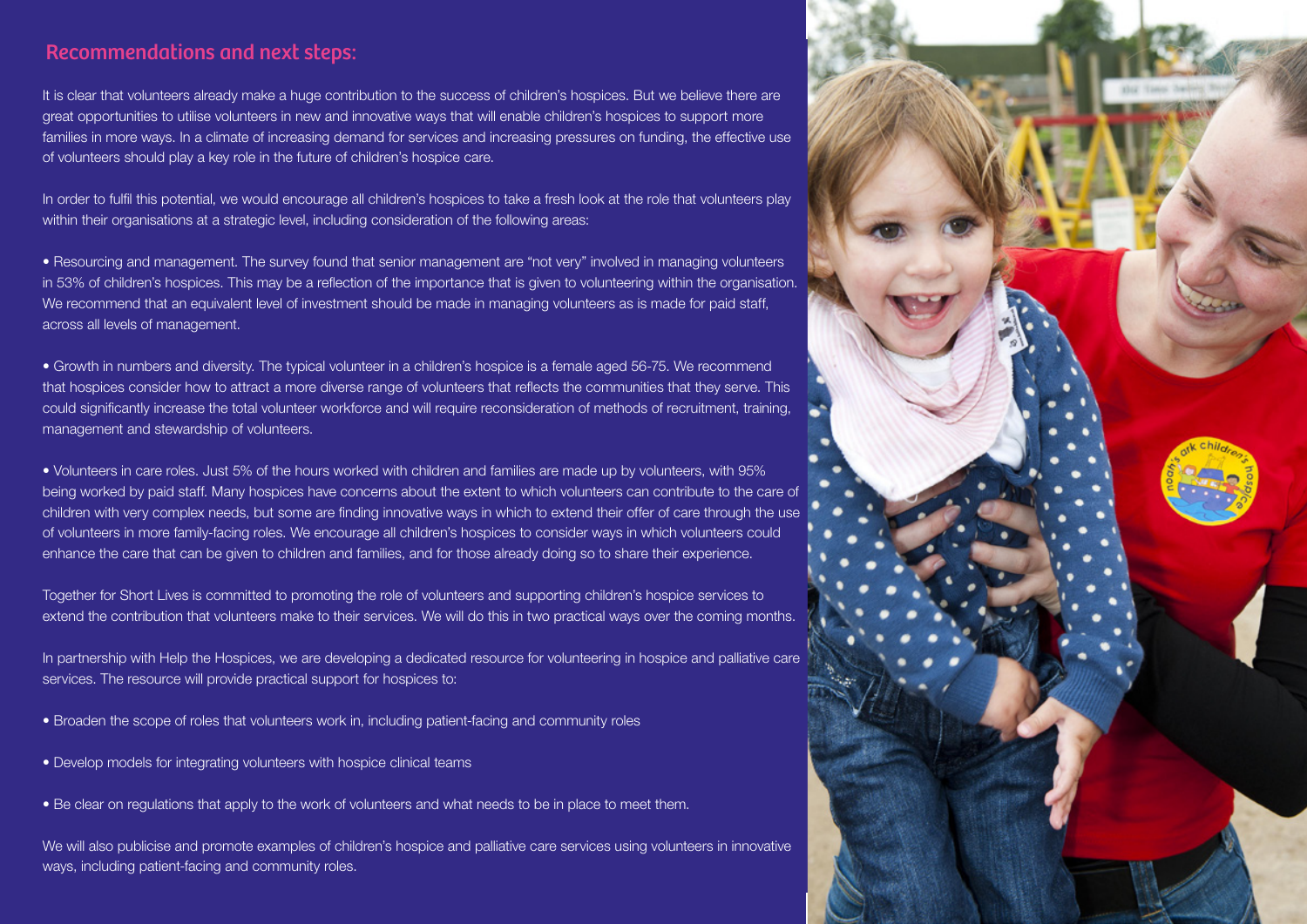## Recommendations and next steps:

It is clear that volunteers already make a huge contribution to the success of children's hospices. But we believe there are great opportunities to utilise volunteers in new and innovative ways that will enable children's hospices to support more families in more ways. In a climate of increasing demand for services and increasing pressures on funding, the effective use of volunteers should play a key role in the future of children's hospice care.

In order to fulfil this potential, we would encourage all children's hospices to take a fresh look at the role that volunteers play within their organisations at a strategic level, including consideration of the following areas:

- Resourcing and management. The survey found that senior management are "not very" involved in managing volunteers in 53% of children's hospices. This may be a reflection of the importance that is given to volunteering within the organisation. We recommend that an equivalent level of investment should be made in managing volunteers as is made for paid staff, across all levels of management.

- Growth in numbers and diversity. The typical volunteer in a children's hospice is a female aged 56-75. We recommend that hospices consider how to attract a more diverse range of volunteers that reflects the communities that they serve. This could significantly increase the total volunteer workforce and will require reconsideration of methods of recruitment, training, management and stewardship of volunteers.

- Volunteers in care roles. Just 5% of the hours worked with children and families are made up by volunteers, with 95% being worked by paid staff. Many hospices have concerns about the extent to which volunteers can contribute to the care of children with very complex needs, but some are finding innovative ways in which to extend their offer of care through the use of volunteers in more family-facing roles. We encourage all children's hospices to consider ways in which volunteers could enhance the care that can be given to children and families, and for those already doing so to share their experience.

Together for Short Lives is committed to promoting the role of volunteers and supporting children's hospice services to extend the contribution that volunteers make to their services. We will do this in two practical ways over the coming months.

In partnership with Help the Hospices, we are developing a dedicated resource for volunteering in hospice and palliative care services. The resource will provide practical support for hospices to:

- Broaden the scope of roles that volunteers work in, including patient-facing and community roles
- Develop models for integrating volunteers with hospice clinical teams
- Be clear on regulations that apply to the work of volunteers and what needs to be in place to meet them.

We will also publicise and promote examples of children's hospice and palliative care services using volunteers in innovative ways, including patient-facing and community roles.